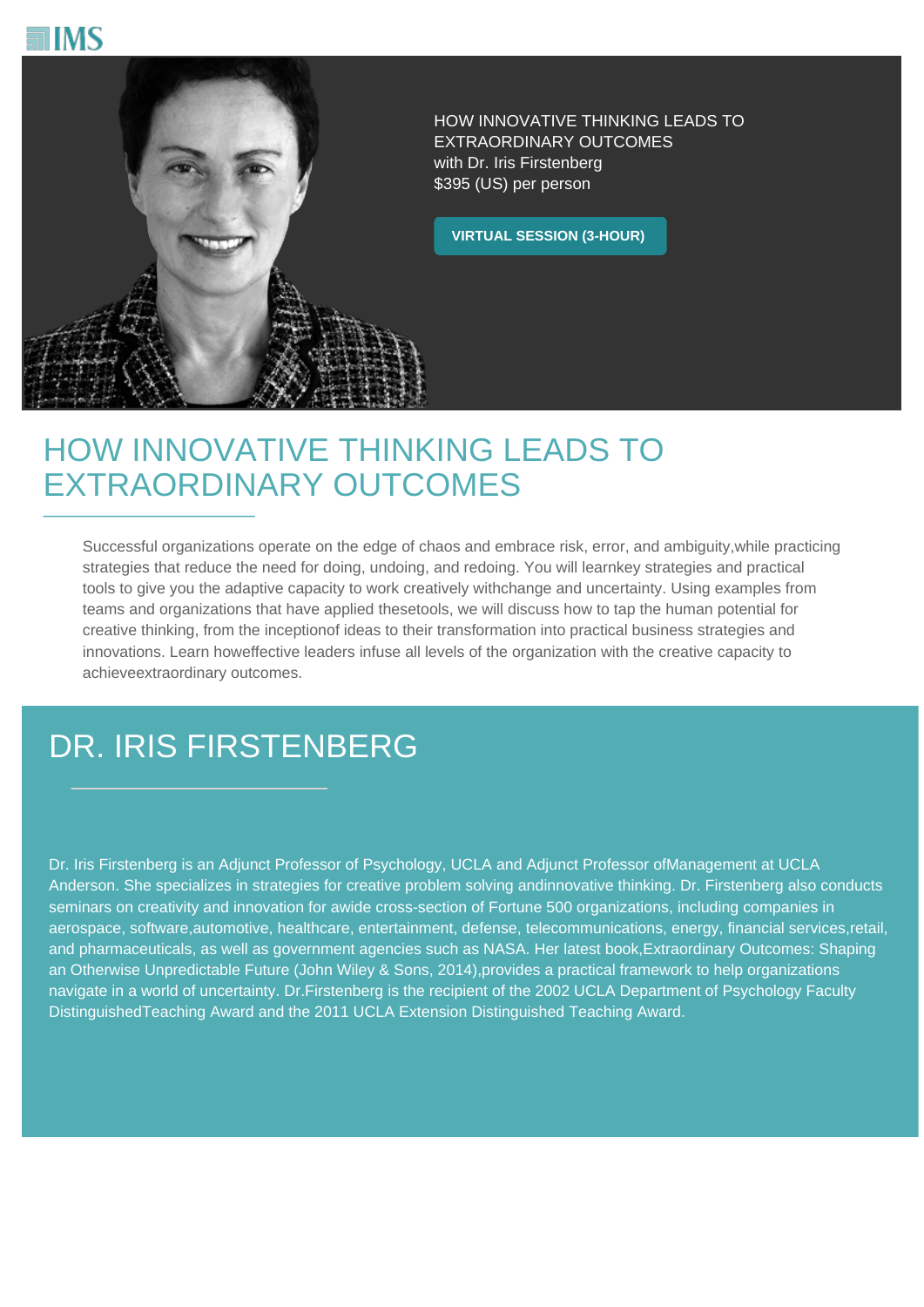IMS

HOW INNOVATIVE THINKING LEADS TO EXTRAORDINARY OUTCOMES
with Dr. Iris Firstenberg
$395 (US) per person

**VIRTUAL SESSION (3-HOUR)**

# HOW INNOVATIVE THINKING LEADS TO EXTRAORDINARY OUTCOMES

Successful organizations operate on the edge of chaos and embrace risk, error, and ambiguity,while practicing strategies that reduce the need for doing, undoing, and redoing. You will learnkey strategies and practical tools to give you the adaptive capacity to work creatively withchange and uncertainty. Using examples from teams and organizations that have applied thesetools, we will discuss how to tap the human potential for creative thinking, from the inceptionof ideas to their transformation into practical business strategies and innovations. Learn howeffective leaders infuse all levels of the organization with the creative capacity to achieveextraordinary outcomes.

# DR. IRIS FIRSTENBERG

Dr. Iris Firstenberg is an Adjunct Professor of Psychology, UCLA and Adjunct Professor ofManagement at UCLA Anderson. She specializes in strategies for creative problem solving andinnovative thinking. Dr. Firstenberg also conducts seminars on creativity and innovation for awide cross-section of Fortune 500 organizations, including companies in aerospace, software,automotive, healthcare, entertainment, defense, telecommunications, energy, financial services,retail, and pharmaceuticals, as well as government agencies such as NASA. Her latest book,Extraordinary Outcomes: Shaping an Otherwise Unpredictable Future (John Wiley & Sons, 2014),provides a practical framework to help organizations navigate in a world of uncertainty. Dr.Firstenberg is the recipient of the 2002 UCLA Department of Psychology Faculty DistinguishedTeaching Award and the 2011 UCLA Extension Distinguished Teaching Award.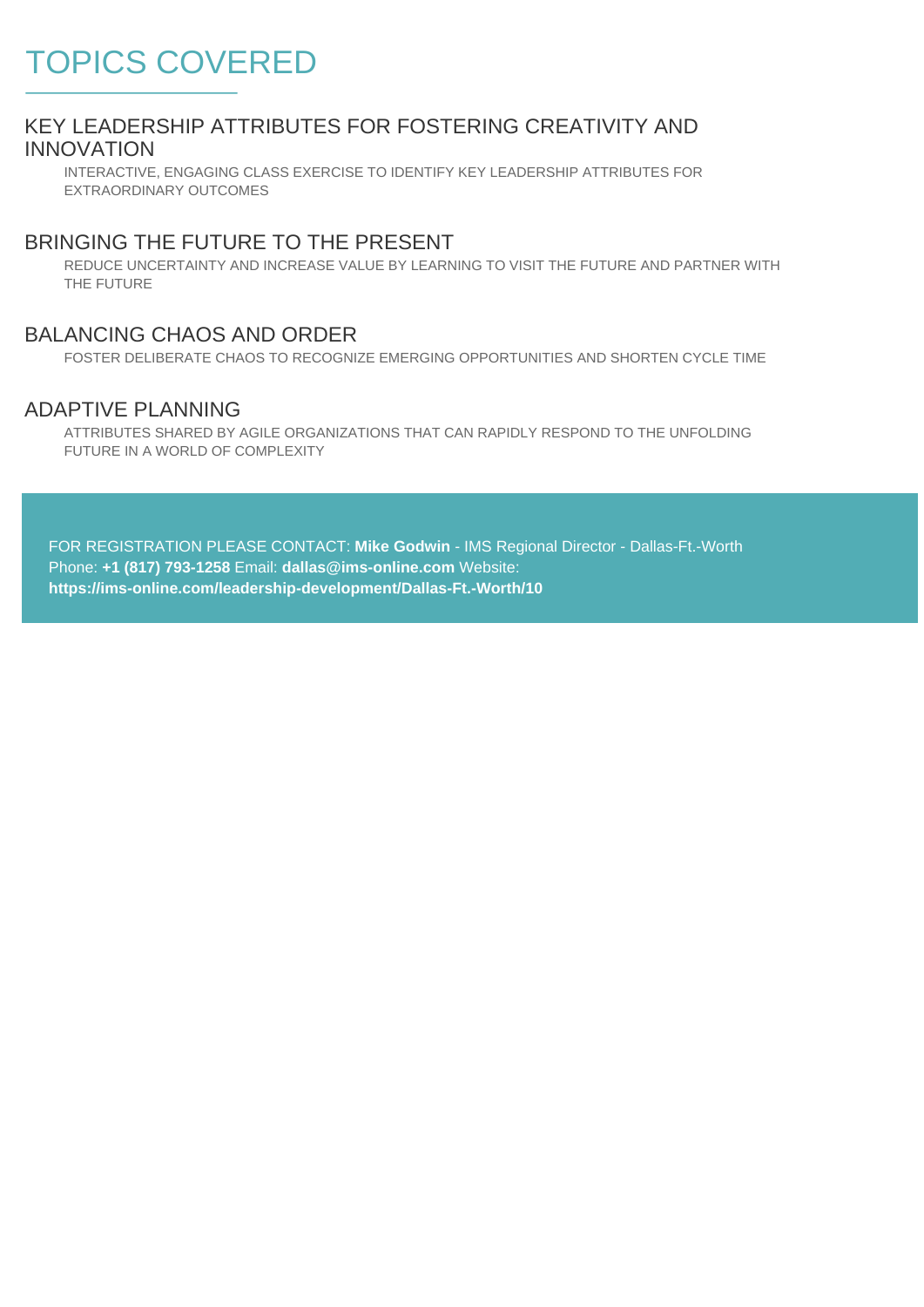# TOPICS COVERED

## KEY LEADERSHIP ATTRIBUTES FOR FOSTERING CREATIVITY AND INNOVATION

INTERACTIVE, ENGAGING CLASS EXERCISE TO IDENTIFY KEY LEADERSHIP ATTRIBUTES FOR EXTRAORDINARY OUTCOMES

## BRINGING THE FUTURE TO THE PRESENT

REDUCE UNCERTAINTY AND INCREASE VALUE BY LEARNING TO VISIT THE FUTURE AND PARTNER WITH THE FUTURE

## BALANCING CHAOS AND ORDER

FOSTER DELIBERATE CHAOS TO RECOGNIZE EMERGING OPPORTUNITIES AND SHORTEN CYCLE TIME

## ADAPTIVE PLANNING

ATTRIBUTES SHARED BY AGILE ORGANIZATIONS THAT CAN RAPIDLY RESPOND TO THE UNFOLDING FUTURE IN A WORLD OF COMPLEXITY

FOR REGISTRATION PLEASE CONTACT: **Mike Godwin** - IMS Regional Director - Dallas-Ft.-Worth
Phone: **+1 (817) 793-1258** Email: **dallas@ims-online.com** Website:
**https://ims-online.com/leadership-development/Dallas-Ft.-Worth/10**